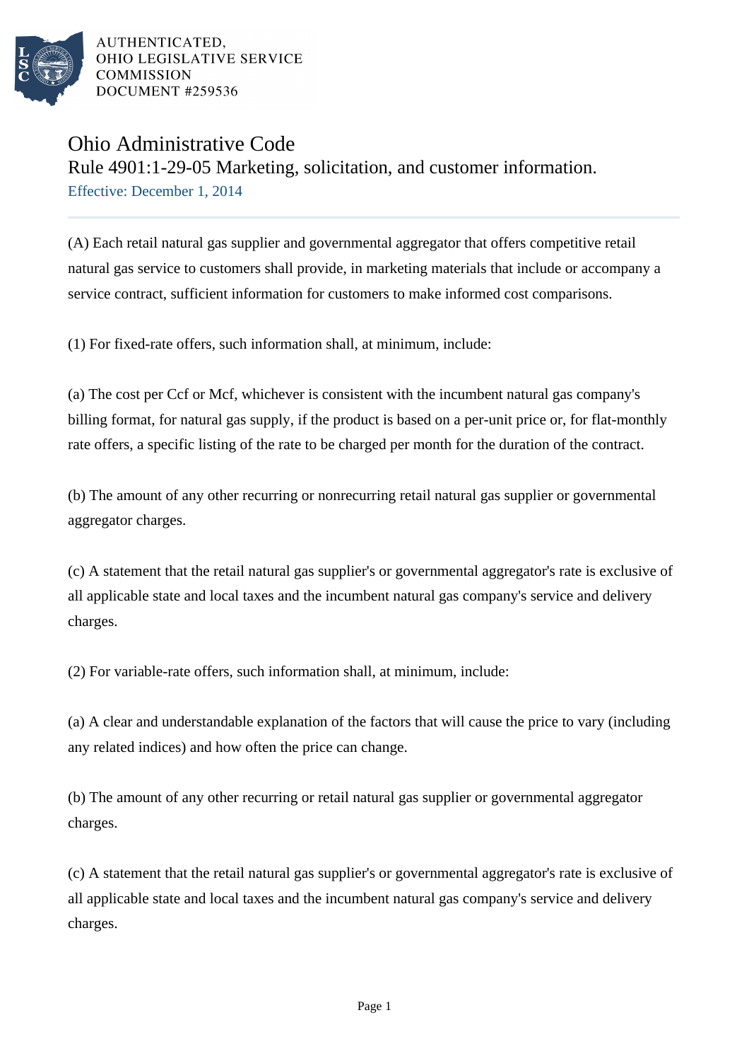AUTHENTICATED,
OHIO LEGISLATIVE SERVICE
COMMISSION
DOCUMENT #259536

# Ohio Administrative Code

## Rule 4901:1-29-05 Marketing, solicitation, and customer information.

Effective: December 1, 2014

---

(A) Each retail natural gas supplier and governmental aggregator that offers competitive retail natural gas service to customers shall provide, in marketing materials that include or accompany a service contract, sufficient information for customers to make informed cost comparisons.

(1) For fixed-rate offers, such information shall, at minimum, include:

(a) The cost per Ccf or Mcf, whichever is consistent with the incumbent natural gas company's billing format, for natural gas supply, if the product is based on a per-unit price or, for flat-monthly rate offers, a specific listing of the rate to be charged per month for the duration of the contract.

(b) The amount of any other recurring or nonrecurring retail natural gas supplier or governmental aggregator charges.

(c) A statement that the retail natural gas supplier's or governmental aggregator's rate is exclusive of all applicable state and local taxes and the incumbent natural gas company's service and delivery charges.

(2) For variable-rate offers, such information shall, at minimum, include:

(a) A clear and understandable explanation of the factors that will cause the price to vary (including any related indices) and how often the price can change.

(b) The amount of any other recurring or retail natural gas supplier or governmental aggregator charges.

(c) A statement that the retail natural gas supplier's or governmental aggregator's rate is exclusive of all applicable state and local taxes and the incumbent natural gas company's service and delivery charges.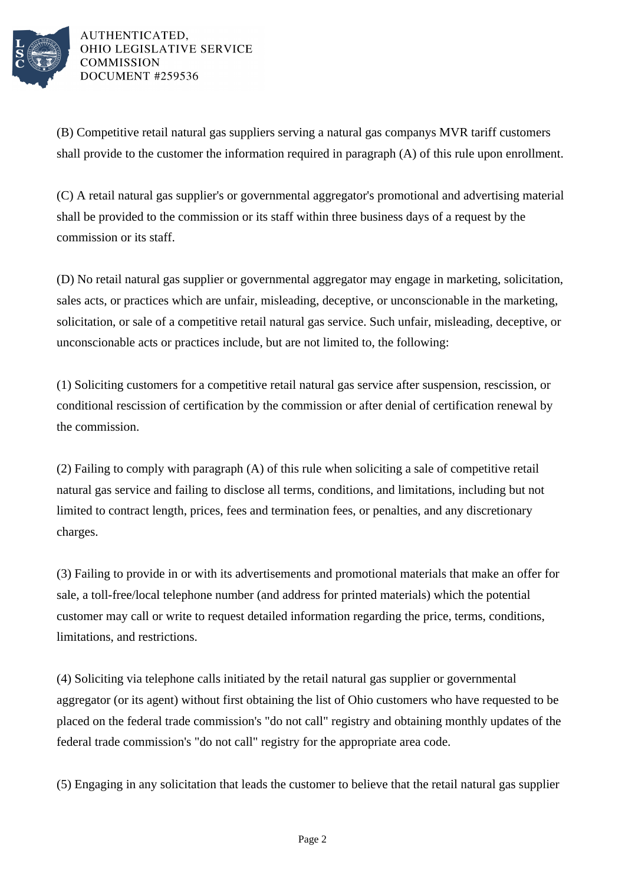(B) Competitive retail natural gas suppliers serving a natural gas companys MVR tariff customers shall provide to the customer the information required in paragraph (A) of this rule upon enrollment.

(C) A retail natural gas supplier's or governmental aggregator's promotional and advertising material shall be provided to the commission or its staff within three business days of a request by the commission or its staff.

(D) No retail natural gas supplier or governmental aggregator may engage in marketing, solicitation, sales acts, or practices which are unfair, misleading, deceptive, or unconscionable in the marketing, solicitation, or sale of a competitive retail natural gas service. Such unfair, misleading, deceptive, or unconscionable acts or practices include, but are not limited to, the following:

(1) Soliciting customers for a competitive retail natural gas service after suspension, rescission, or conditional rescission of certification by the commission or after denial of certification renewal by the commission.

(2) Failing to comply with paragraph (A) of this rule when soliciting a sale of competitive retail natural gas service and failing to disclose all terms, conditions, and limitations, including but not limited to contract length, prices, fees and termination fees, or penalties, and any discretionary charges.

(3) Failing to provide in or with its advertisements and promotional materials that make an offer for sale, a toll-free/local telephone number (and address for printed materials) which the potential customer may call or write to request detailed information regarding the price, terms, conditions, limitations, and restrictions.

(4) Soliciting via telephone calls initiated by the retail natural gas supplier or governmental aggregator (or its agent) without first obtaining the list of Ohio customers who have requested to be placed on the federal trade commission's "do not call" registry and obtaining monthly updates of the federal trade commission's "do not call" registry for the appropriate area code.

(5) Engaging in any solicitation that leads the customer to believe that the retail natural gas supplier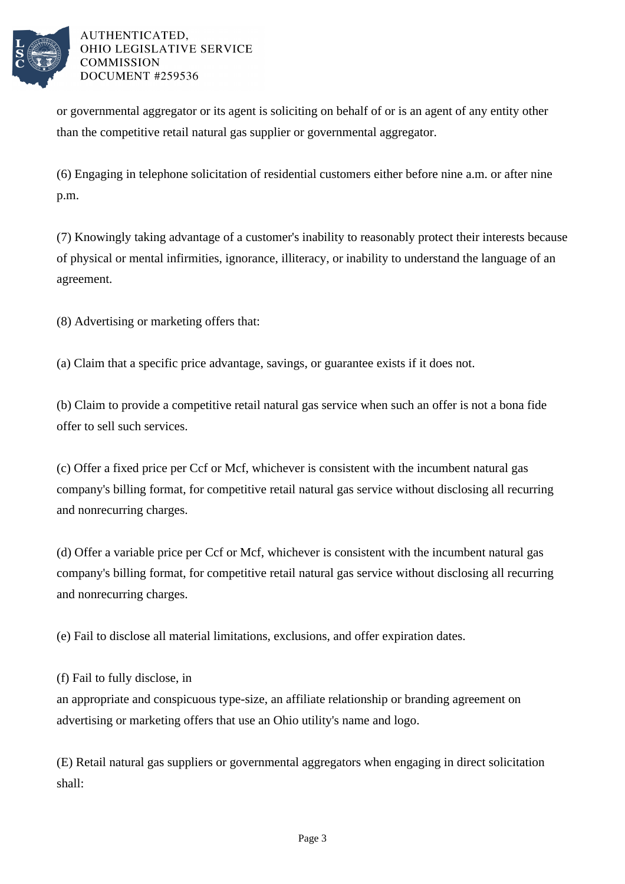or governmental aggregator or its agent is soliciting on behalf of or is an agent of any entity other than the competitive retail natural gas supplier or governmental aggregator.

(6) Engaging in telephone solicitation of residential customers either before nine a.m. or after nine p.m.

(7) Knowingly taking advantage of a customer's inability to reasonably protect their interests because of physical or mental infirmities, ignorance, illiteracy, or inability to understand the language of an agreement.

(8) Advertising or marketing offers that:

(a) Claim that a specific price advantage, savings, or guarantee exists if it does not.

(b) Claim to provide a competitive retail natural gas service when such an offer is not a bona fide offer to sell such services.

(c) Offer a fixed price per Ccf or Mcf, whichever is consistent with the incumbent natural gas company's billing format, for competitive retail natural gas service without disclosing all recurring and nonrecurring charges.

(d) Offer a variable price per Ccf or Mcf, whichever is consistent with the incumbent natural gas company's billing format, for competitive retail natural gas service without disclosing all recurring and nonrecurring charges.

(e) Fail to disclose all material limitations, exclusions, and offer expiration dates.

(f) Fail to fully disclose, in an appropriate and conspicuous type-size, an affiliate relationship or branding agreement on advertising or marketing offers that use an Ohio utility's name and logo.

(E) Retail natural gas suppliers or governmental aggregators when engaging in direct solicitation shall: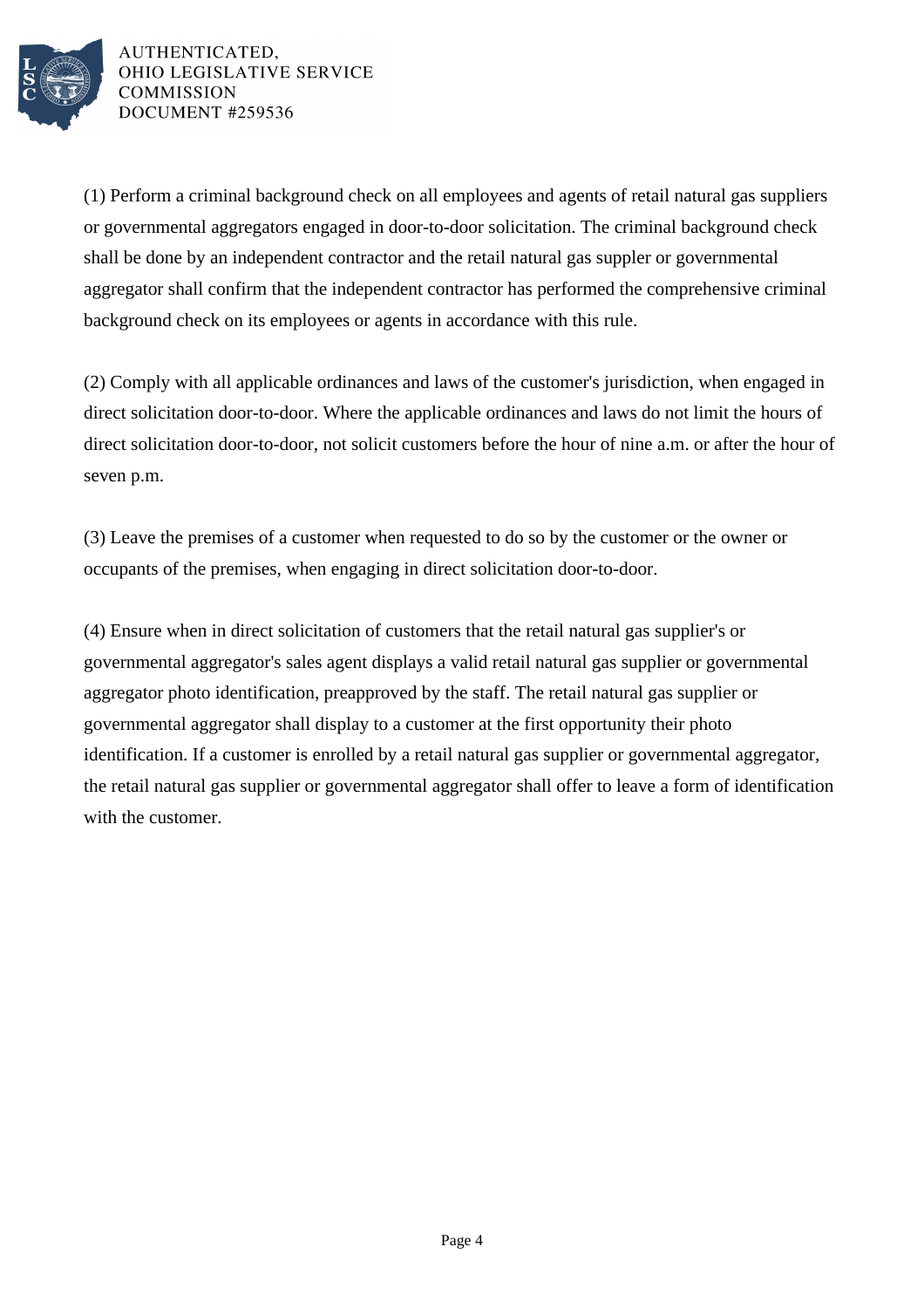(1) Perform a criminal background check on all employees and agents of retail natural gas suppliers or governmental aggregators engaged in door-to-door solicitation. The criminal background check shall be done by an independent contractor and the retail natural gas suppler or governmental aggregator shall confirm that the independent contractor has performed the comprehensive criminal background check on its employees or agents in accordance with this rule.

(2) Comply with all applicable ordinances and laws of the customer's jurisdiction, when engaged in direct solicitation door-to-door. Where the applicable ordinances and laws do not limit the hours of direct solicitation door-to-door, not solicit customers before the hour of nine a.m. or after the hour of seven p.m.

(3) Leave the premises of a customer when requested to do so by the customer or the owner or occupants of the premises, when engaging in direct solicitation door-to-door.

(4) Ensure when in direct solicitation of customers that the retail natural gas supplier's or governmental aggregator's sales agent displays a valid retail natural gas supplier or governmental aggregator photo identification, preapproved by the staff. The retail natural gas supplier or governmental aggregator shall display to a customer at the first opportunity their photo identification. If a customer is enrolled by a retail natural gas supplier or governmental aggregator, the retail natural gas supplier or governmental aggregator shall offer to leave a form of identification with the customer.